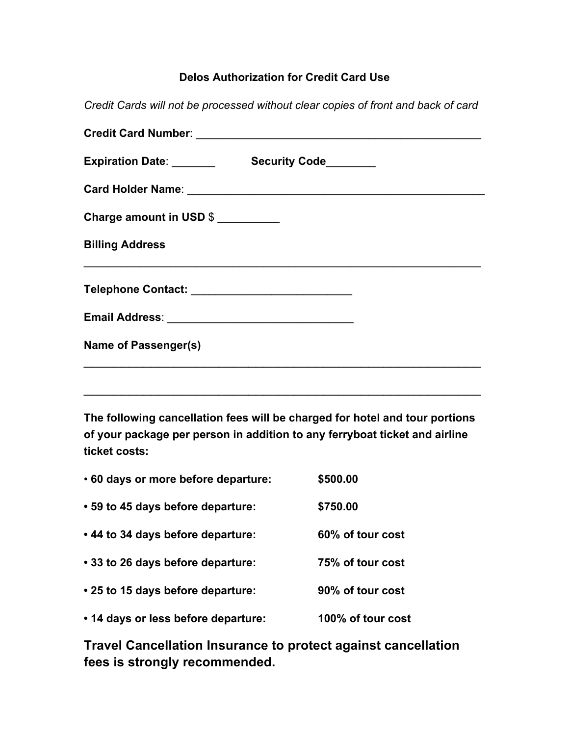### Delos Authorization for Credit Card Use

*Credit Cards will not be processed without clear copies of front and back of card*

**Credit Card Number**: _______________________________________________

**Expiration Date**: _______ **Security Code**________

**Card Holder Name**: _________________________________________________

**Charge amount in USD** $ __________

**Billing Address**

__________________________________________________________________

**Telephone Contact:** __________________________

**Email Address**: ______________________________

**Name of Passenger(s)**

__________________________________________________________________

__________________________________________________________________

**The following cancellation fees will be charged for hotel and tour portions of your package per person in addition to any ferryboat ticket and airline ticket costs:**

| | |
|---|---|
| • **60 days or more before departure:** | **$500.00** |
| • **59 to 45 days before departure:** | **$750.00** |
| • **44 to 34 days before departure:** | **60% of tour cost** |
| • **33 to 26 days before departure:** | **75% of tour cost** |
| • **25 to 15 days before departure:** | **90% of tour cost** |
| • **14 days or less before departure:** | **100% of tour cost** |

**Travel Cancellation Insurance to protect against cancellation fees is strongly recommended.**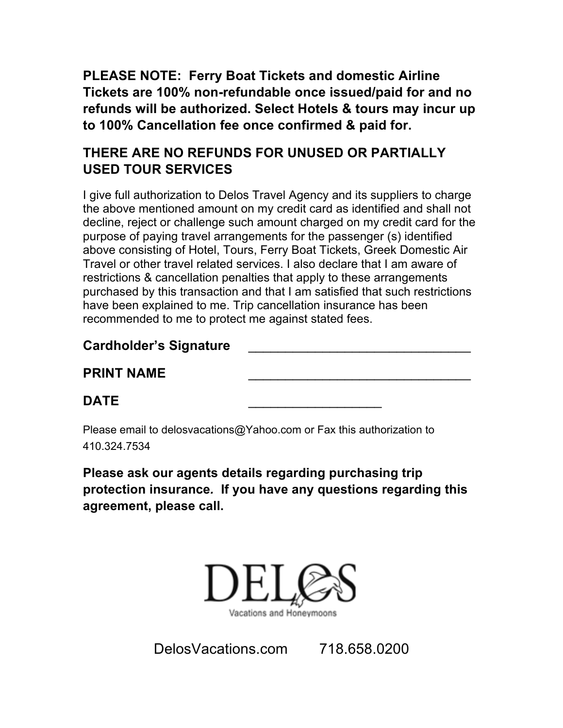**PLEASE NOTE: Ferry Boat Tickets and domestic Airline Tickets are 100% non-refundable once issued/paid for and no refunds will be authorized. Select Hotels & tours may incur up to 100% Cancellation fee once confirmed & paid for.**

**THERE ARE NO REFUNDS FOR UNUSED OR PARTIALLY USED TOUR SERVICES**

I give full authorization to Delos Travel Agency and its suppliers to charge the above mentioned amount on my credit card as identified and shall not decline, reject or challenge such amount charged on my credit card for the purpose of paying travel arrangements for the passenger (s) identified above consisting of Hotel, Tours, Ferry Boat Tickets, Greek Domestic Air Travel or other travel related services. I also declare that I am aware of restrictions & cancellation penalties that apply to these arrangements purchased by this transaction and that I am satisfied that such restrictions have been explained to me. Trip cancellation insurance has been recommended to me to protect me against stated fees.

**Cardholder's Signature** ________________________________

**PRINT NAME** ________________________________

**DATE** ___________________

Please email to delosvacations@Yahoo.com or Fax this authorization to 410.324.7534

**Please ask our agents details regarding purchasing trip protection insurance. If you have any questions regarding this agreement, please call.**

DELOS

Vacations and Honeymoons

DelosVacations.com 718.658.0200